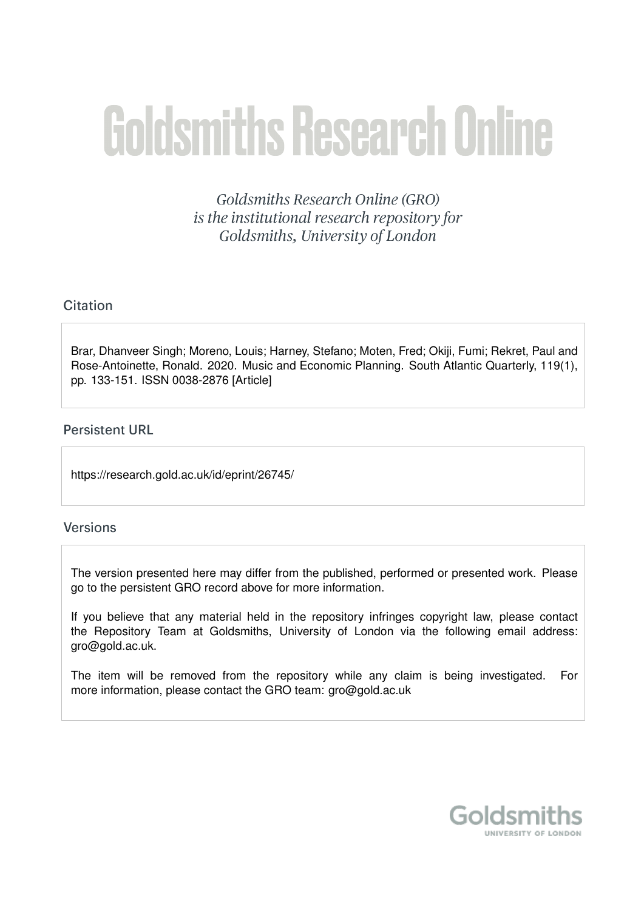# Goldsmiths Research Online

*Goldsmiths Research Online (GRO) is the institutional research repository for Goldsmiths, University of London*

## Citation

Brar, Dhanveer Singh; Moreno, Louis; Harney, Stefano; Moten, Fred; Okiji, Fumi; Rekret, Paul and Rose-Antoinette, Ronald. 2020. Music and Economic Planning. South Atlantic Quarterly, 119(1), pp. 133-151. ISSN 0038-2876 [Article]

## Persistent URL

https://research.gold.ac.uk/id/eprint/26745/

## Versions

The version presented here may differ from the published, performed or presented work. Please go to the persistent GRO record above for more information.

If you believe that any material held in the repository infringes copyright law, please contact the Repository Team at Goldsmiths, University of London via the following email address: gro@gold.ac.uk.

The item will be removed from the repository while any claim is being investigated. For more information, please contact the GRO team: gro@gold.ac.uk

Goldsmiths
UNIVERSITY OF LONDON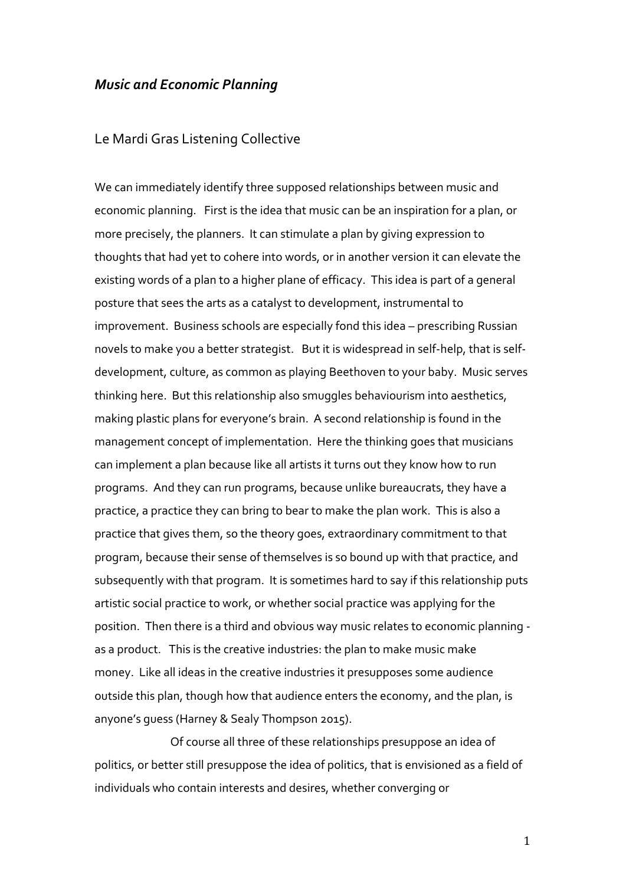# *Music and Economic Planning*

Le Mardi Gras Listening Collective

We can immediately identify three supposed relationships between music and economic planning. First is the idea that music can be an inspiration for a plan, or more precisely, the planners. It can stimulate a plan by giving expression to thoughts that had yet to cohere into words, or in another version it can elevate the existing words of a plan to a higher plane of efficacy. This idea is part of a general posture that sees the arts as a catalyst to development, instrumental to improvement. Business schools are especially fond this idea – prescribing Russian novels to make you a better strategist. But it is widespread in self-help, that is self-development, culture, as common as playing Beethoven to your baby. Music serves thinking here. But this relationship also smuggles behaviourism into aesthetics, making plastic plans for everyone's brain. A second relationship is found in the management concept of implementation. Here the thinking goes that musicians can implement a plan because like all artists it turns out they know how to run programs. And they can run programs, because unlike bureaucrats, they have a practice, a practice they can bring to bear to make the plan work. This is also a practice that gives them, so the theory goes, extraordinary commitment to that program, because their sense of themselves is so bound up with that practice, and subsequently with that program. It is sometimes hard to say if this relationship puts artistic social practice to work, or whether social practice was applying for the position. Then there is a third and obvious way music relates to economic planning - as a product. This is the creative industries: the plan to make music make money. Like all ideas in the creative industries it presupposes some audience outside this plan, though how that audience enters the economy, and the plan, is anyone's guess (Harney & Sealy Thompson 2015).

Of course all three of these relationships presuppose an idea of politics, or better still presuppose the idea of politics, that is envisioned as a field of individuals who contain interests and desires, whether converging or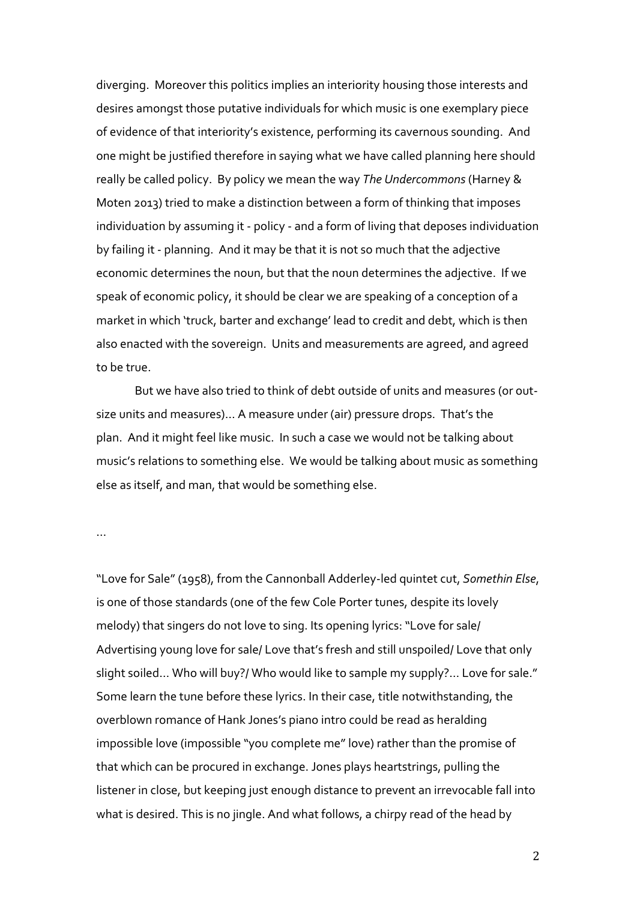diverging. Moreover this politics implies an interiority housing those interests and desires amongst those putative individuals for which music is one exemplary piece of evidence of that interiority's existence, performing its cavernous sounding. And one might be justified therefore in saying what we have called planning here should really be called policy. By policy we mean the way *The Undercommons* (Harney & Moten 2013) tried to make a distinction between a form of thinking that imposes individuation by assuming it - policy - and a form of living that deposes individuation by failing it - planning. And it may be that it is not so much that the adjective economic determines the noun, but that the noun determines the adjective. If we speak of economic policy, it should be clear we are speaking of a conception of a market in which 'truck, barter and exchange' lead to credit and debt, which is then also enacted with the sovereign. Units and measurements are agreed, and agreed to be true.

But we have also tried to think of debt outside of units and measures (or out-size units and measures)... A measure under (air) pressure drops. That's the plan. And it might feel like music. In such a case we would not be talking about music's relations to something else. We would be talking about music as something else as itself, and man, that would be something else.

...

"Love for Sale" (1958), from the Cannonball Adderley-led quintet cut, *Somethin Else*, is one of those standards (one of the few Cole Porter tunes, despite its lovely melody) that singers do not love to sing. Its opening lyrics: "Love for sale/ Advertising young love for sale/ Love that's fresh and still unspoiled/ Love that only slight soiled... Who will buy?/ Who would like to sample my supply?... Love for sale." Some learn the tune before these lyrics. In their case, title notwithstanding, the overblown romance of Hank Jones's piano intro could be read as heralding impossible love (impossible "you complete me" love) rather than the promise of that which can be procured in exchange. Jones plays heartstrings, pulling the listener in close, but keeping just enough distance to prevent an irrevocable fall into what is desired. This is no jingle. And what follows, a chirpy read of the head by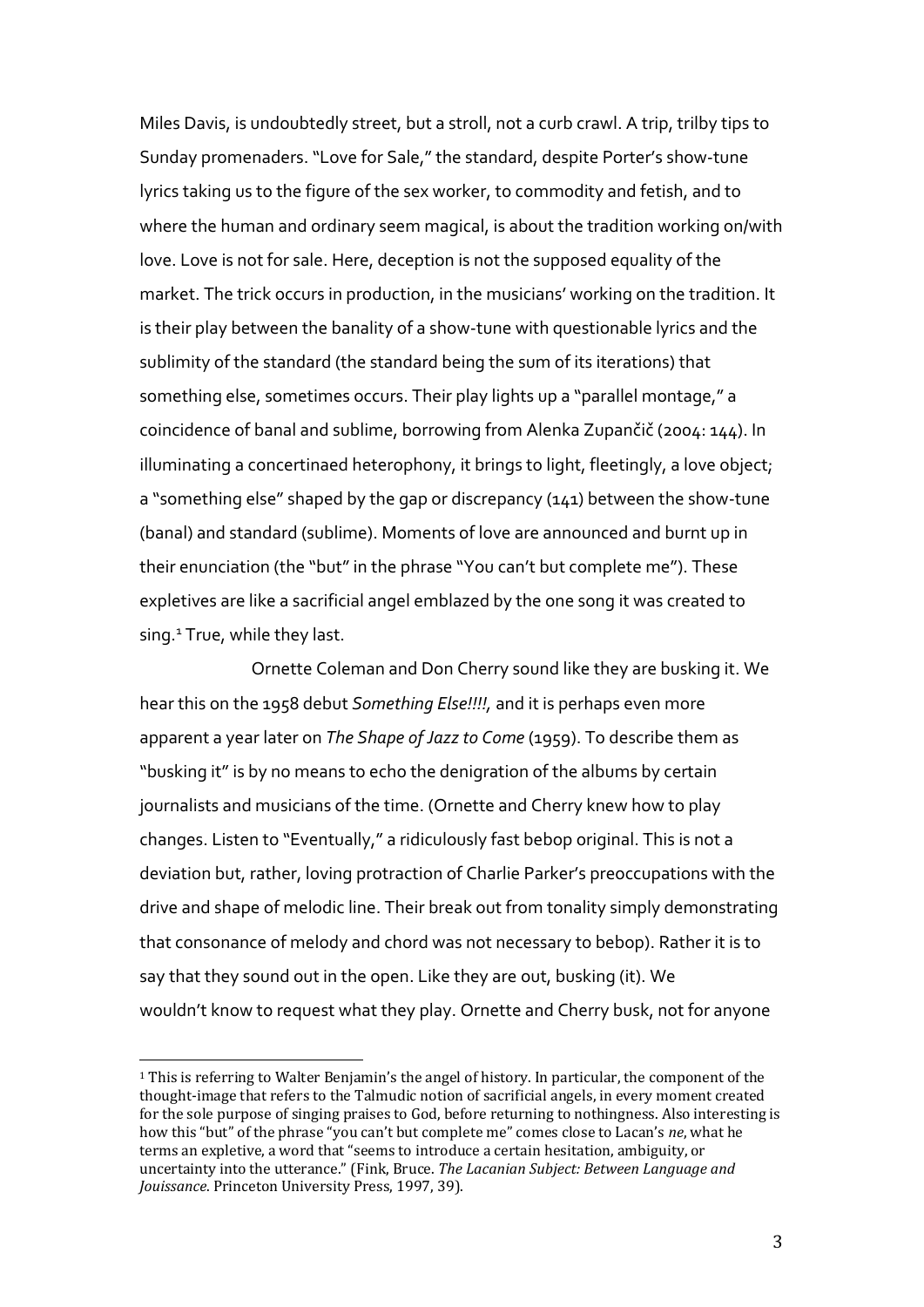Miles Davis, is undoubtedly street, but a stroll, not a curb crawl. A trip, trilby tips to Sunday promenaders. "Love for Sale," the standard, despite Porter's show-tune lyrics taking us to the figure of the sex worker, to commodity and fetish, and to where the human and ordinary seem magical, is about the tradition working on/with love. Love is not for sale. Here, deception is not the supposed equality of the market. The trick occurs in production, in the musicians' working on the tradition. It is their play between the banality of a show-tune with questionable lyrics and the sublimity of the standard (the standard being the sum of its iterations) that something else, sometimes occurs. Their play lights up a "parallel montage," a coincidence of banal and sublime, borrowing from Alenka Zupančič (2004: 144). In illuminating a concertinaed heterophony, it brings to light, fleetingly, a love object; a "something else" shaped by the gap or discrepancy (141) between the show-tune (banal) and standard (sublime). Moments of love are announced and burnt up in their enunciation (the "but" in the phrase "You can't but complete me"). These expletives are like a sacrificial angel emblazed by the one song it was created to sing.[1] True, while they last.

Ornette Coleman and Don Cherry sound like they are busking it. We hear this on the 1958 debut *Something Else!!!!,* and it is perhaps even more apparent a year later on *The Shape of Jazz to Come* (1959). To describe them as "busking it" is by no means to echo the denigration of the albums by certain journalists and musicians of the time. (Ornette and Cherry knew how to play changes. Listen to "Eventually," a ridiculously fast bebop original. This is not a deviation but, rather, loving protraction of Charlie Parker's preoccupations with the drive and shape of melodic line. Their break out from tonality simply demonstrating that consonance of melody and chord was not necessary to bebop). Rather it is to say that they sound out in the open. Like they are out, busking (it). We wouldn't know to request what they play. Ornette and Cherry busk, not for anyone

[1] This is referring to Walter Benjamin's the angel of history. In particular, the component of the thought-image that refers to the Talmudic notion of sacrificial angels, in every moment created for the sole purpose of singing praises to God, before returning to nothingness. Also interesting is how this "but" of the phrase "you can't but complete me" comes close to Lacan's *ne*, what he terms an expletive, a word that "seems to introduce a certain hesitation, ambiguity, or uncertainty into the utterance." (Fink, Bruce. *The Lacanian Subject: Between Language and Jouissance*. Princeton University Press, 1997, 39).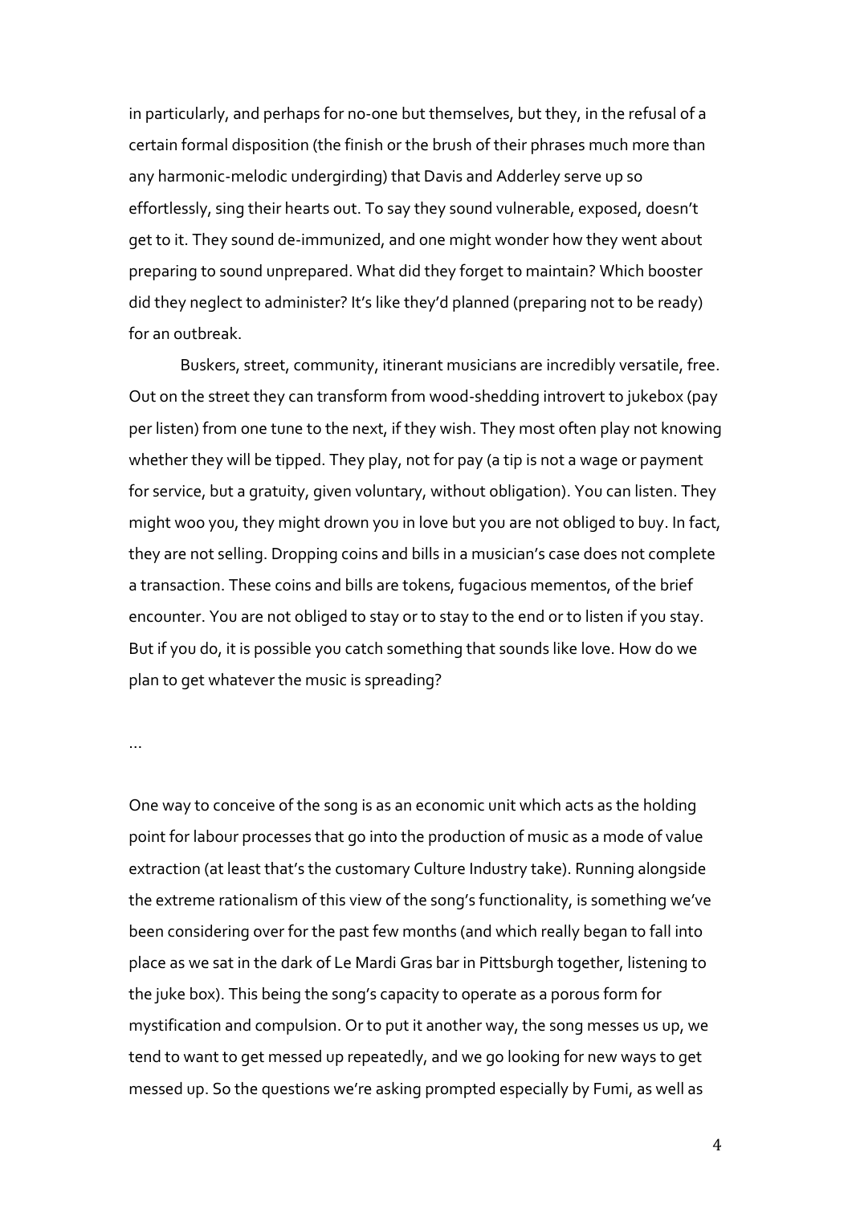in particularly, and perhaps for no-one but themselves, but they, in the refusal of a certain formal disposition (the finish or the brush of their phrases much more than any harmonic-melodic undergirding) that Davis and Adderley serve up so effortlessly, sing their hearts out. To say they sound vulnerable, exposed, doesn't get to it. They sound de-immunized, and one might wonder how they went about preparing to sound unprepared. What did they forget to maintain? Which booster did they neglect to administer? It's like they'd planned (preparing not to be ready) for an outbreak.

Buskers, street, community, itinerant musicians are incredibly versatile, free. Out on the street they can transform from wood-shedding introvert to jukebox (pay per listen) from one tune to the next, if they wish. They most often play not knowing whether they will be tipped. They play, not for pay (a tip is not a wage or payment for service, but a gratuity, given voluntary, without obligation). You can listen. They might woo you, they might drown you in love but you are not obliged to buy. In fact, they are not selling. Dropping coins and bills in a musician's case does not complete a transaction. These coins and bills are tokens, fugacious mementos, of the brief encounter. You are not obliged to stay or to stay to the end or to listen if you stay. But if you do, it is possible you catch something that sounds like love. How do we plan to get whatever the music is spreading?

...

One way to conceive of the song is as an economic unit which acts as the holding point for labour processes that go into the production of music as a mode of value extraction (at least that's the customary Culture Industry take). Running alongside the extreme rationalism of this view of the song's functionality, is something we've been considering over for the past few months (and which really began to fall into place as we sat in the dark of Le Mardi Gras bar in Pittsburgh together, listening to the juke box). This being the song's capacity to operate as a porous form for mystification and compulsion. Or to put it another way, the song messes us up, we tend to want to get messed up repeatedly, and we go looking for new ways to get messed up. So the questions we're asking prompted especially by Fumi, as well as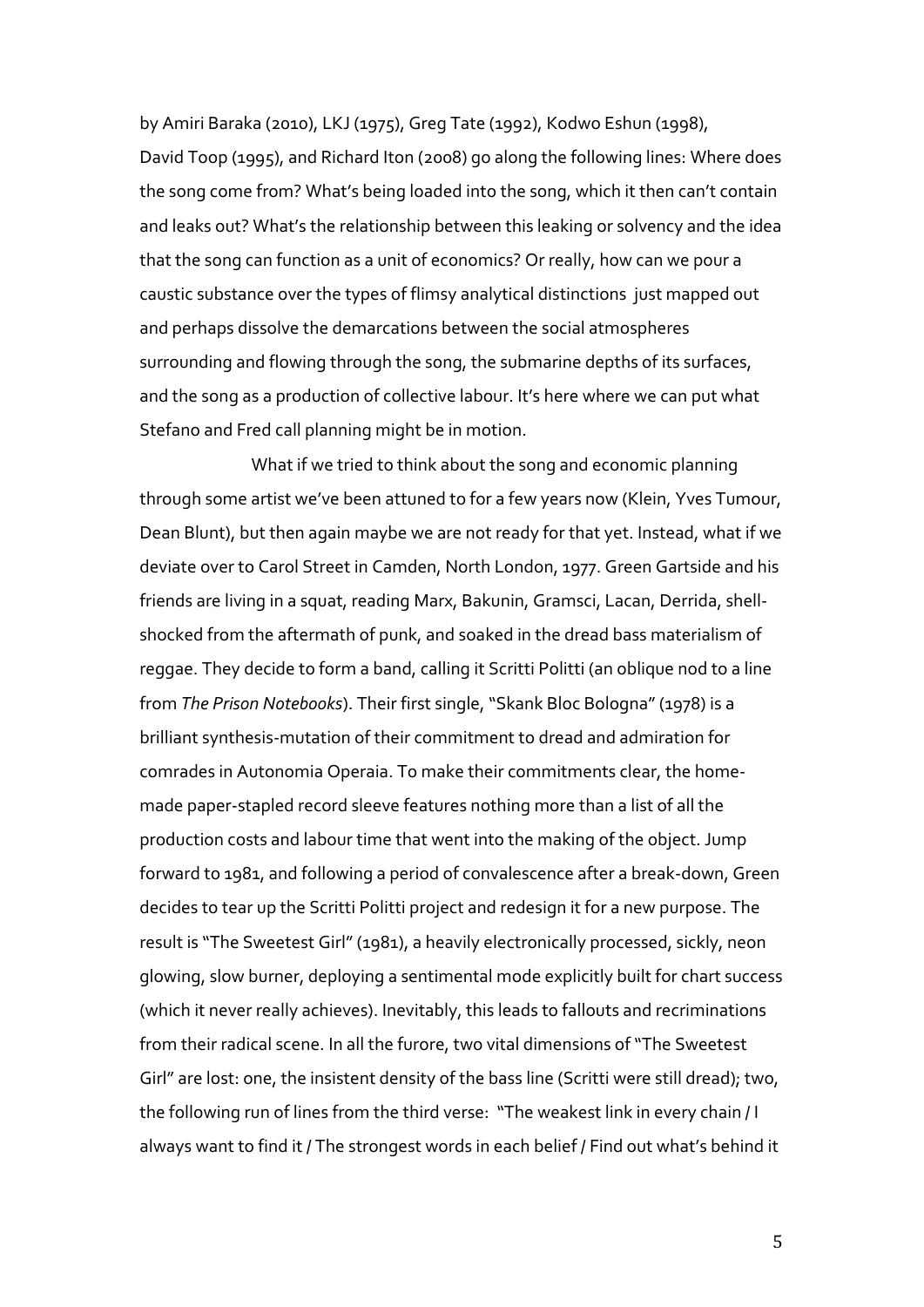by Amiri Baraka (2010), LKJ (1975), Greg Tate (1992), Kodwo Eshun (1998), David Toop (1995), and Richard Iton (2008) go along the following lines: Where does the song come from? What's being loaded into the song, which it then can't contain and leaks out? What's the relationship between this leaking or solvency and the idea that the song can function as a unit of economics? Or really, how can we pour a caustic substance over the types of flimsy analytical distinctions just mapped out and perhaps dissolve the demarcations between the social atmospheres surrounding and flowing through the song, the submarine depths of its surfaces, and the song as a production of collective labour. It's here where we can put what Stefano and Fred call planning might be in motion.

What if we tried to think about the song and economic planning through some artist we've been attuned to for a few years now (Klein, Yves Tumour, Dean Blunt), but then again maybe we are not ready for that yet. Instead, what if we deviate over to Carol Street in Camden, North London, 1977. Green Gartside and his friends are living in a squat, reading Marx, Bakunin, Gramsci, Lacan, Derrida, shell-shocked from the aftermath of punk, and soaked in the dread bass materialism of reggae. They decide to form a band, calling it Scritti Politti (an oblique nod to a line from *The Prison Notebooks*). Their first single, "Skank Bloc Bologna" (1978) is a brilliant synthesis-mutation of their commitment to dread and admiration for comrades in Autonomia Operaia. To make their commitments clear, the home-made paper-stapled record sleeve features nothing more than a list of all the production costs and labour time that went into the making of the object. Jump forward to 1981, and following a period of convalescence after a break-down, Green decides to tear up the Scritti Politti project and redesign it for a new purpose. The result is "The Sweetest Girl" (1981), a heavily electronically processed, sickly, neon glowing, slow burner, deploying a sentimental mode explicitly built for chart success (which it never really achieves). Inevitably, this leads to fallouts and recriminations from their radical scene. In all the furore, two vital dimensions of "The Sweetest Girl" are lost: one, the insistent density of the bass line (Scritti were still dread); two, the following run of lines from the third verse: "The weakest link in every chain / I always want to find it / The strongest words in each belief / Find out what's behind it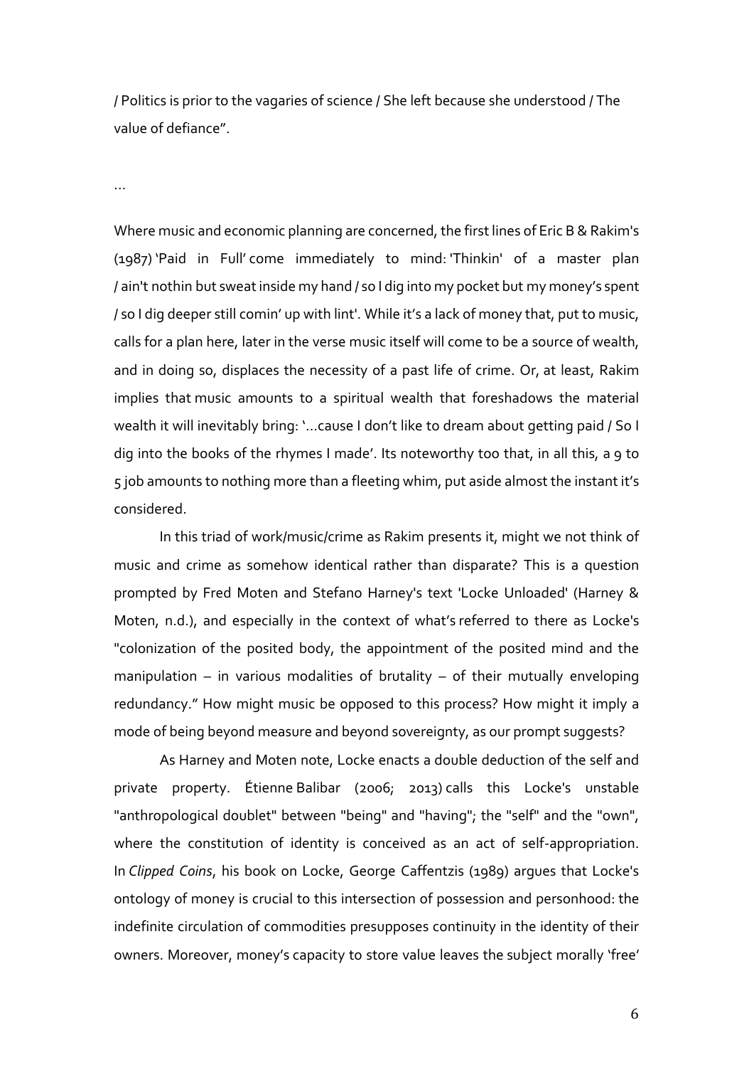/ Politics is prior to the vagaries of science / She left because she understood / The value of defiance".

...

Where music and economic planning are concerned, the first lines of Eric B & Rakim's (1987) 'Paid in Full' come immediately to mind: 'Thinkin' of a master plan / ain't nothin but sweat inside my hand / so I dig into my pocket but my money's spent / so I dig deeper still comin' up with lint'. While it's a lack of money that, put to music, calls for a plan here, later in the verse music itself will come to be a source of wealth, and in doing so, displaces the necessity of a past life of crime. Or, at least, Rakim implies that music amounts to a spiritual wealth that foreshadows the material wealth it will inevitably bring: '...cause I don't like to dream about getting paid / So I dig into the books of the rhymes I made'. Its noteworthy too that, in all this, a 9 to 5 job amounts to nothing more than a fleeting whim, put aside almost the instant it's considered.

In this triad of work/music/crime as Rakim presents it, might we not think of music and crime as somehow identical rather than disparate? This is a question prompted by Fred Moten and Stefano Harney's text 'Locke Unloaded' (Harney & Moten, n.d.), and especially in the context of what's referred to there as Locke's "colonization of the posited body, the appointment of the posited mind and the manipulation – in various modalities of brutality – of their mutually enveloping redundancy." How might music be opposed to this process? How might it imply a mode of being beyond measure and beyond sovereignty, as our prompt suggests?

As Harney and Moten note, Locke enacts a double deduction of the self and private property. Étienne Balibar (2006; 2013) calls this Locke's unstable "anthropological doublet" between "being" and "having"; the "self" and the "own", where the constitution of identity is conceived as an act of self-appropriation. In *Clipped Coins*, his book on Locke, George Caffentzis (1989) argues that Locke's ontology of money is crucial to this intersection of possession and personhood: the indefinite circulation of commodities presupposes continuity in the identity of their owners. Moreover, money's capacity to store value leaves the subject morally 'free'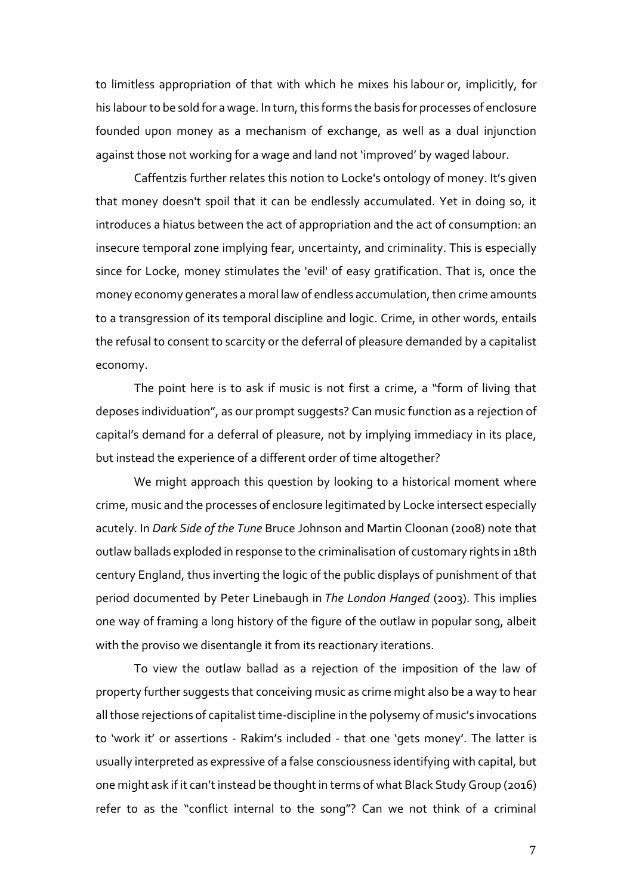to limitless appropriation of that with which he mixes his labour or, implicitly, for his labour to be sold for a wage. In turn, this forms the basis for processes of enclosure founded upon money as a mechanism of exchange, as well as a dual injunction against those not working for a wage and land not 'improved' by waged labour.

Caffentzis further relates this notion to Locke's ontology of money. It's given that money doesn't spoil that it can be endlessly accumulated. Yet in doing so, it introduces a hiatus between the act of appropriation and the act of consumption: an insecure temporal zone implying fear, uncertainty, and criminality. This is especially since for Locke, money stimulates the 'evil' of easy gratification. That is, once the money economy generates a moral law of endless accumulation, then crime amounts to a transgression of its temporal discipline and logic. Crime, in other words, entails the refusal to consent to scarcity or the deferral of pleasure demanded by a capitalist economy.

The point here is to ask if music is not first a crime, a "form of living that deposes individuation", as our prompt suggests? Can music function as a rejection of capital's demand for a deferral of pleasure, not by implying immediacy in its place, but instead the experience of a different order of time altogether?

We might approach this question by looking to a historical moment where crime, music and the processes of enclosure legitimated by Locke intersect especially acutely. In *Dark Side of the Tune* Bruce Johnson and Martin Cloonan (2008) note that outlaw ballads exploded in response to the criminalisation of customary rights in 18th century England, thus inverting the logic of the public displays of punishment of that period documented by Peter Linebaugh in *The London Hanged* (2003). This implies one way of framing a long history of the figure of the outlaw in popular song, albeit with the proviso we disentangle it from its reactionary iterations.

To view the outlaw ballad as a rejection of the imposition of the law of property further suggests that conceiving music as crime might also be a way to hear all those rejections of capitalist time-discipline in the polysemy of music's invocations to 'work it' or assertions - Rakim's included - that one 'gets money'. The latter is usually interpreted as expressive of a false consciousness identifying with capital, but one might ask if it can't instead be thought in terms of what Black Study Group (2016) refer to as the "conflict internal to the song"? Can we not think of a criminal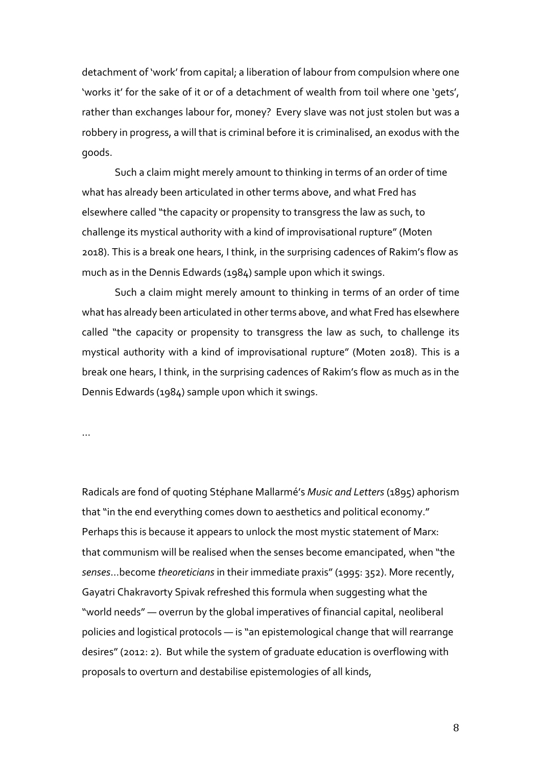detachment of 'work' from capital; a liberation of labour from compulsion where one 'works it' for the sake of it or of a detachment of wealth from toil where one 'gets', rather than exchanges labour for, money? Every slave was not just stolen but was a robbery in progress, a will that is criminal before it is criminalised, an exodus with the goods.

Such a claim might merely amount to thinking in terms of an order of time what has already been articulated in other terms above, and what Fred has elsewhere called "the capacity or propensity to transgress the law as such, to challenge its mystical authority with a kind of improvisational rupture" (Moten 2018). This is a break one hears, I think, in the surprising cadences of Rakim's flow as much as in the Dennis Edwards (1984) sample upon which it swings.

Such a claim might merely amount to thinking in terms of an order of time what has already been articulated in other terms above, and what Fred has elsewhere called "the capacity or propensity to transgress the law as such, to challenge its mystical authority with a kind of improvisational rupture" (Moten 2018). This is a break one hears, I think, in the surprising cadences of Rakim's flow as much as in the Dennis Edwards (1984) sample upon which it swings.

…

Radicals are fond of quoting Stéphane Mallarmé's *Music and Letters* (1895) aphorism that "in the end everything comes down to aesthetics and political economy." Perhaps this is because it appears to unlock the most mystic statement of Marx: that communism will be realised when the senses become emancipated, when "the *senses*…become *theoreticians* in their immediate praxis" (1995: 352). More recently, Gayatri Chakravorty Spivak refreshed this formula when suggesting what the "world needs" — overrun by the global imperatives of financial capital, neoliberal policies and logistical protocols — is "an epistemological change that will rearrange desires" (2012: 2). But while the system of graduate education is overflowing with proposals to overturn and destabilise epistemologies of all kinds,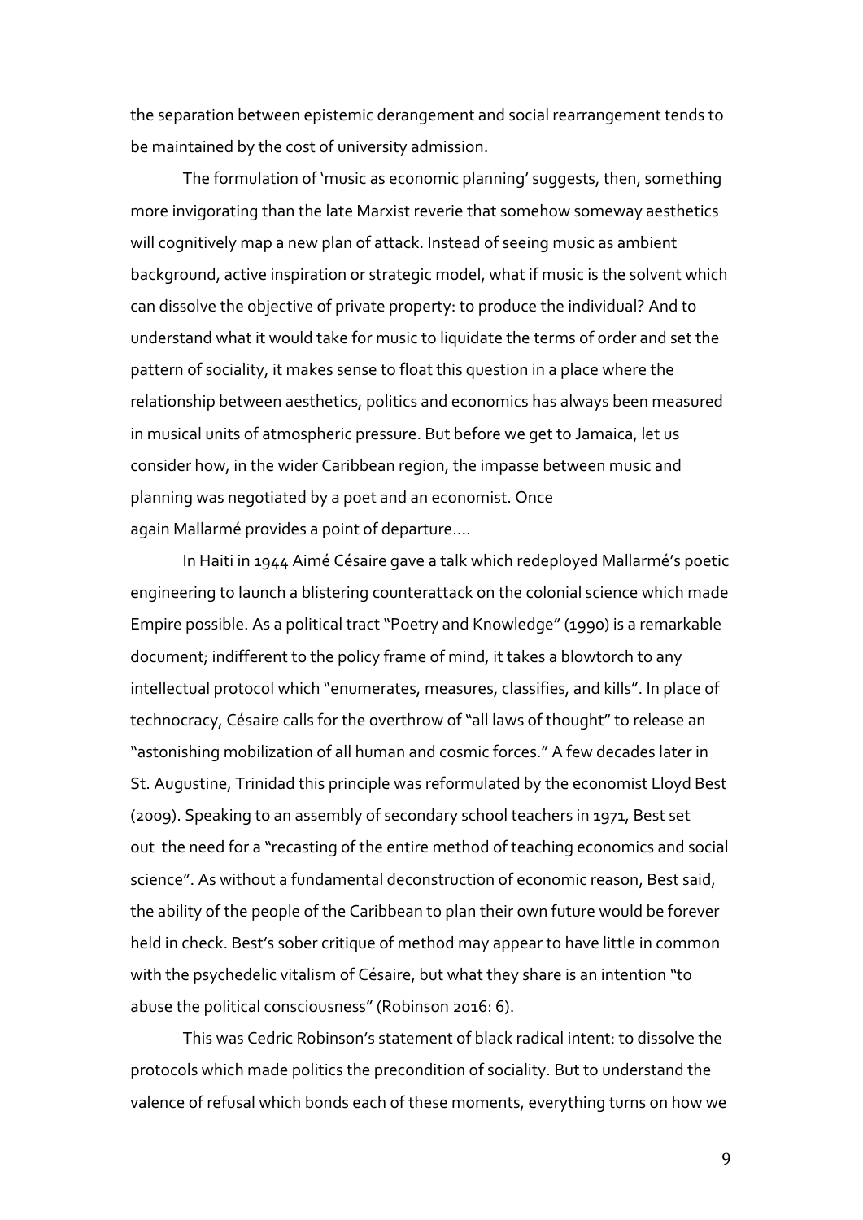the separation between epistemic derangement and social rearrangement tends to be maintained by the cost of university admission.

The formulation of 'music as economic planning' suggests, then, something more invigorating than the late Marxist reverie that somehow someway aesthetics will cognitively map a new plan of attack. Instead of seeing music as ambient background, active inspiration or strategic model, what if music is the solvent which can dissolve the objective of private property: to produce the individual? And to understand what it would take for music to liquidate the terms of order and set the pattern of sociality, it makes sense to float this question in a place where the relationship between aesthetics, politics and economics has always been measured in musical units of atmospheric pressure. But before we get to Jamaica, let us consider how, in the wider Caribbean region, the impasse between music and planning was negotiated by a poet and an economist. Once again Mallarmé provides a point of departure....

In Haiti in 1944 Aimé Césaire gave a talk which redeployed Mallarmé's poetic engineering to launch a blistering counterattack on the colonial science which made Empire possible. As a political tract "Poetry and Knowledge" (1990) is a remarkable document; indifferent to the policy frame of mind, it takes a blowtorch to any intellectual protocol which "enumerates, measures, classifies, and kills". In place of technocracy, Césaire calls for the overthrow of "all laws of thought" to release an "astonishing mobilization of all human and cosmic forces." A few decades later in St. Augustine, Trinidad this principle was reformulated by the economist Lloyd Best (2009). Speaking to an assembly of secondary school teachers in 1971, Best set out the need for a "recasting of the entire method of teaching economics and social science". As without a fundamental deconstruction of economic reason, Best said, the ability of the people of the Caribbean to plan their own future would be forever held in check. Best's sober critique of method may appear to have little in common with the psychedelic vitalism of Césaire, but what they share is an intention "to abuse the political consciousness" (Robinson 2016: 6).

This was Cedric Robinson's statement of black radical intent: to dissolve the protocols which made politics the precondition of sociality. But to understand the valence of refusal which bonds each of these moments, everything turns on how we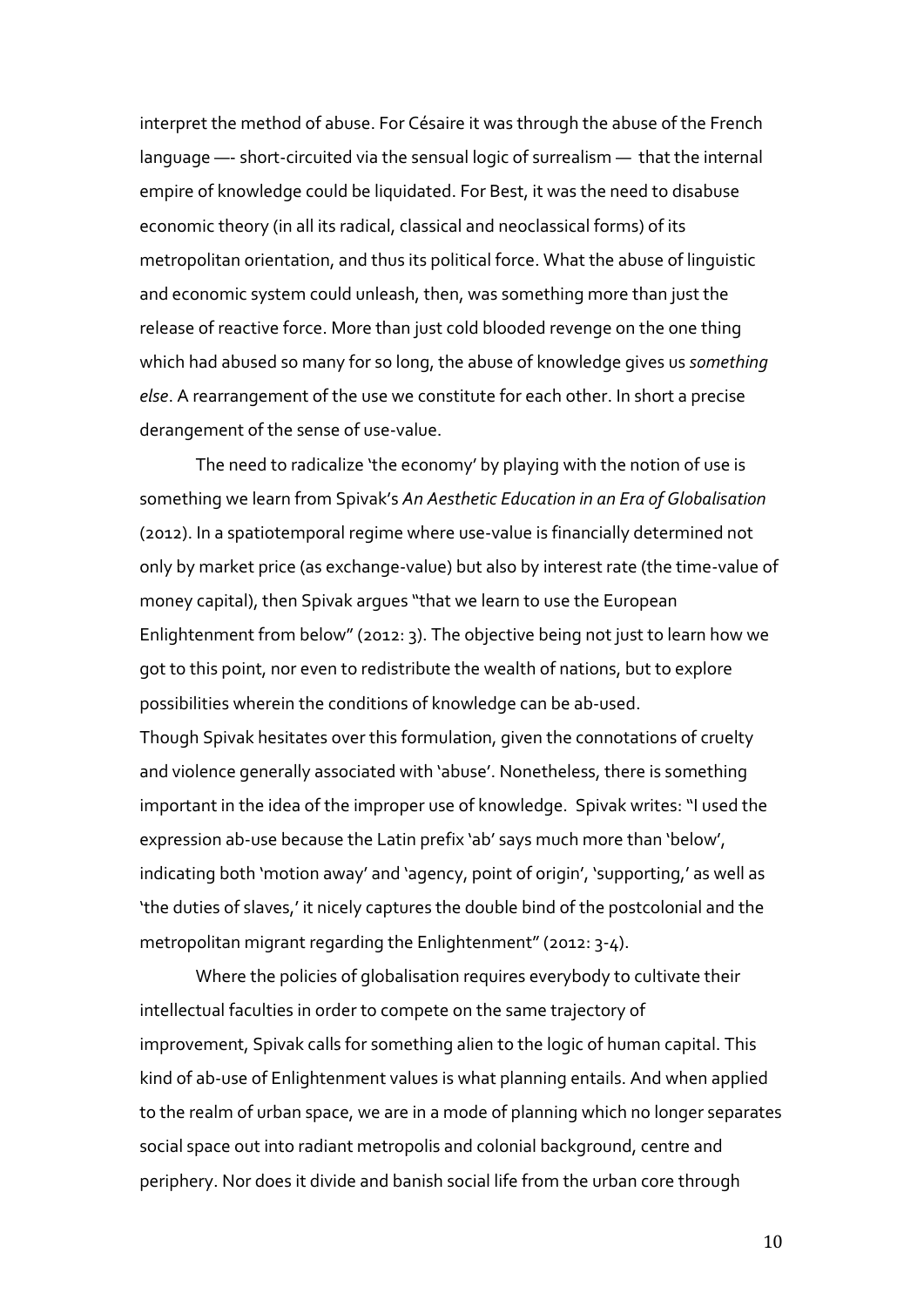interpret the method of abuse. For Césaire it was through the abuse of the French language —- short-circuited via the sensual logic of surrealism — that the internal empire of knowledge could be liquidated. For Best, it was the need to disabuse economic theory (in all its radical, classical and neoclassical forms) of its metropolitan orientation, and thus its political force. What the abuse of linguistic and economic system could unleash, then, was something more than just the release of reactive force. More than just cold blooded revenge on the one thing which had abused so many for so long, the abuse of knowledge gives us *something else*. A rearrangement of the use we constitute for each other. In short a precise derangement of the sense of use-value.

The need to radicalize 'the economy' by playing with the notion of use is something we learn from Spivak's *An Aesthetic Education in an Era of Globalisation* (2012). In a spatiotemporal regime where use-value is financially determined not only by market price (as exchange-value) but also by interest rate (the time-value of money capital), then Spivak argues "that we learn to use the European Enlightenment from below" (2012: 3). The objective being not just to learn how we got to this point, nor even to redistribute the wealth of nations, but to explore possibilities wherein the conditions of knowledge can be ab-used.
Though Spivak hesitates over this formulation, given the connotations of cruelty and violence generally associated with 'abuse'. Nonetheless, there is something important in the idea of the improper use of knowledge. Spivak writes: "I used the expression ab-use because the Latin prefix 'ab' says much more than 'below', indicating both 'motion away' and 'agency, point of origin', 'supporting,' as well as 'the duties of slaves,' it nicely captures the double bind of the postcolonial and the metropolitan migrant regarding the Enlightenment" (2012: 3-4).

Where the policies of globalisation requires everybody to cultivate their intellectual faculties in order to compete on the same trajectory of improvement, Spivak calls for something alien to the logic of human capital. This kind of ab-use of Enlightenment values is what planning entails. And when applied to the realm of urban space, we are in a mode of planning which no longer separates social space out into radiant metropolis and colonial background, centre and periphery. Nor does it divide and banish social life from the urban core through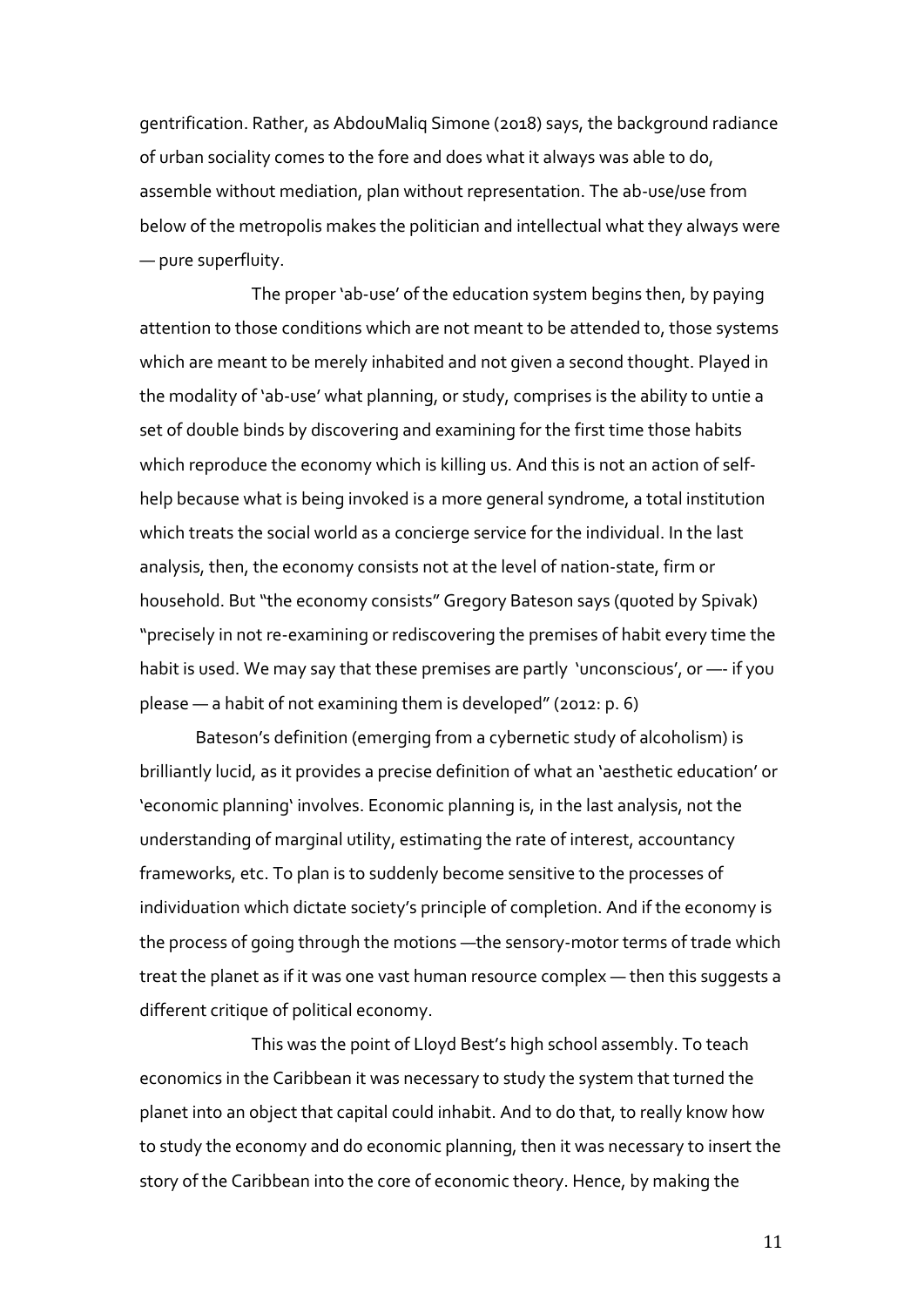gentrification. Rather, as AbdouMaliq Simone (2018) says, the background radiance of urban sociality comes to the fore and does what it always was able to do, assemble without mediation, plan without representation. The ab-use/use from below of the metropolis makes the politician and intellectual what they always were — pure superfluity.

The proper 'ab-use' of the education system begins then, by paying attention to those conditions which are not meant to be attended to, those systems which are meant to be merely inhabited and not given a second thought. Played in the modality of 'ab-use' what planning, or study, comprises is the ability to untie a set of double binds by discovering and examining for the first time those habits which reproduce the economy which is killing us. And this is not an action of self-help because what is being invoked is a more general syndrome, a total institution which treats the social world as a concierge service for the individual. In the last analysis, then, the economy consists not at the level of nation-state, firm or household. But "the economy consists" Gregory Bateson says (quoted by Spivak) "precisely in not re-examining or rediscovering the premises of habit every time the habit is used. We may say that these premises are partly 'unconscious', or —- if you please — a habit of not examining them is developed" (2012: p. 6)

Bateson's definition (emerging from a cybernetic study of alcoholism) is brilliantly lucid, as it provides a precise definition of what an 'aesthetic education' or 'economic planning' involves. Economic planning is, in the last analysis, not the understanding of marginal utility, estimating the rate of interest, accountancy frameworks, etc. To plan is to suddenly become sensitive to the processes of individuation which dictate society's principle of completion. And if the economy is the process of going through the motions —the sensory-motor terms of trade which treat the planet as if it was one vast human resource complex — then this suggests a different critique of political economy.

This was the point of Lloyd Best's high school assembly. To teach economics in the Caribbean it was necessary to study the system that turned the planet into an object that capital could inhabit. And to do that, to really know how to study the economy and do economic planning, then it was necessary to insert the story of the Caribbean into the core of economic theory. Hence, by making the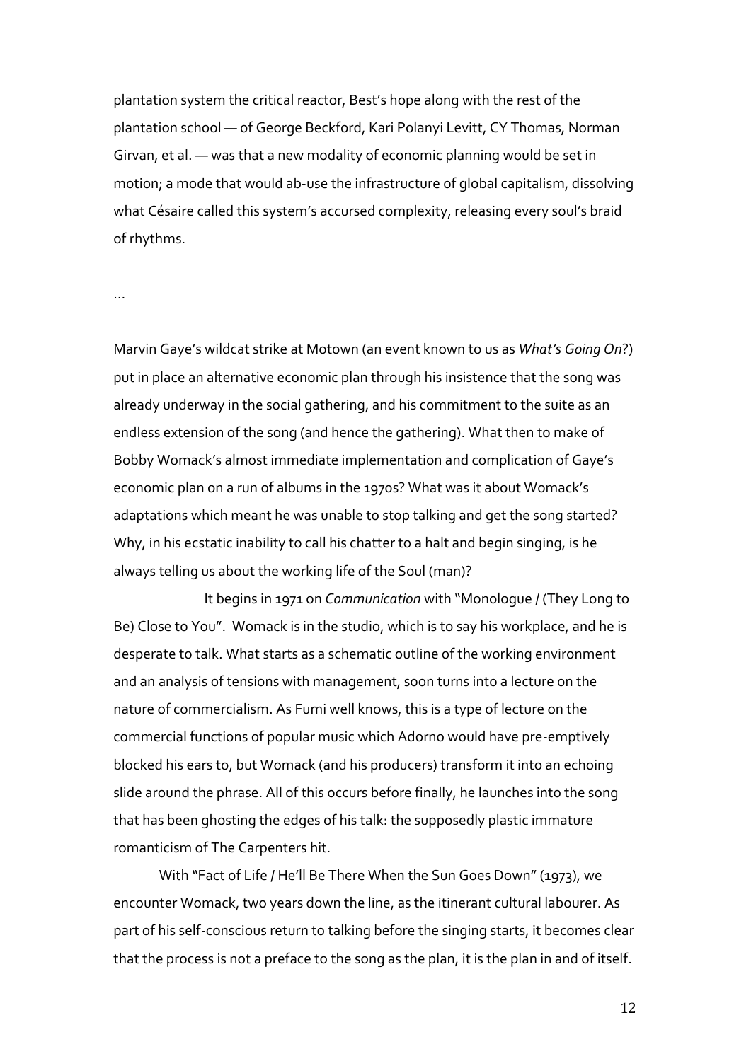plantation system the critical reactor, Best's hope along with the rest of the plantation school — of George Beckford, Kari Polanyi Levitt, CY Thomas, Norman Girvan, et al. — was that a new modality of economic planning would be set in motion; a mode that would ab-use the infrastructure of global capitalism, dissolving what Césaire called this system's accursed complexity, releasing every soul's braid of rhythms.

…

Marvin Gaye's wildcat strike at Motown (an event known to us as *What's Going On*?) put in place an alternative economic plan through his insistence that the song was already underway in the social gathering, and his commitment to the suite as an endless extension of the song (and hence the gathering). What then to make of Bobby Womack's almost immediate implementation and complication of Gaye's economic plan on a run of albums in the 1970s? What was it about Womack's adaptations which meant he was unable to stop talking and get the song started? Why, in his ecstatic inability to call his chatter to a halt and begin singing, is he always telling us about the working life of the Soul (man)?

It begins in 1971 on *Communication* with "Monologue / (They Long to Be) Close to You". Womack is in the studio, which is to say his workplace, and he is desperate to talk. What starts as a schematic outline of the working environment and an analysis of tensions with management, soon turns into a lecture on the nature of commercialism. As Fumi well knows, this is a type of lecture on the commercial functions of popular music which Adorno would have pre-emptively blocked his ears to, but Womack (and his producers) transform it into an echoing slide around the phrase. All of this occurs before finally, he launches into the song that has been ghosting the edges of his talk: the supposedly plastic immature romanticism of The Carpenters hit.

With "Fact of Life / He'll Be There When the Sun Goes Down" (1973), we encounter Womack, two years down the line, as the itinerant cultural labourer. As part of his self-conscious return to talking before the singing starts, it becomes clear that the process is not a preface to the song as the plan, it is the plan in and of itself.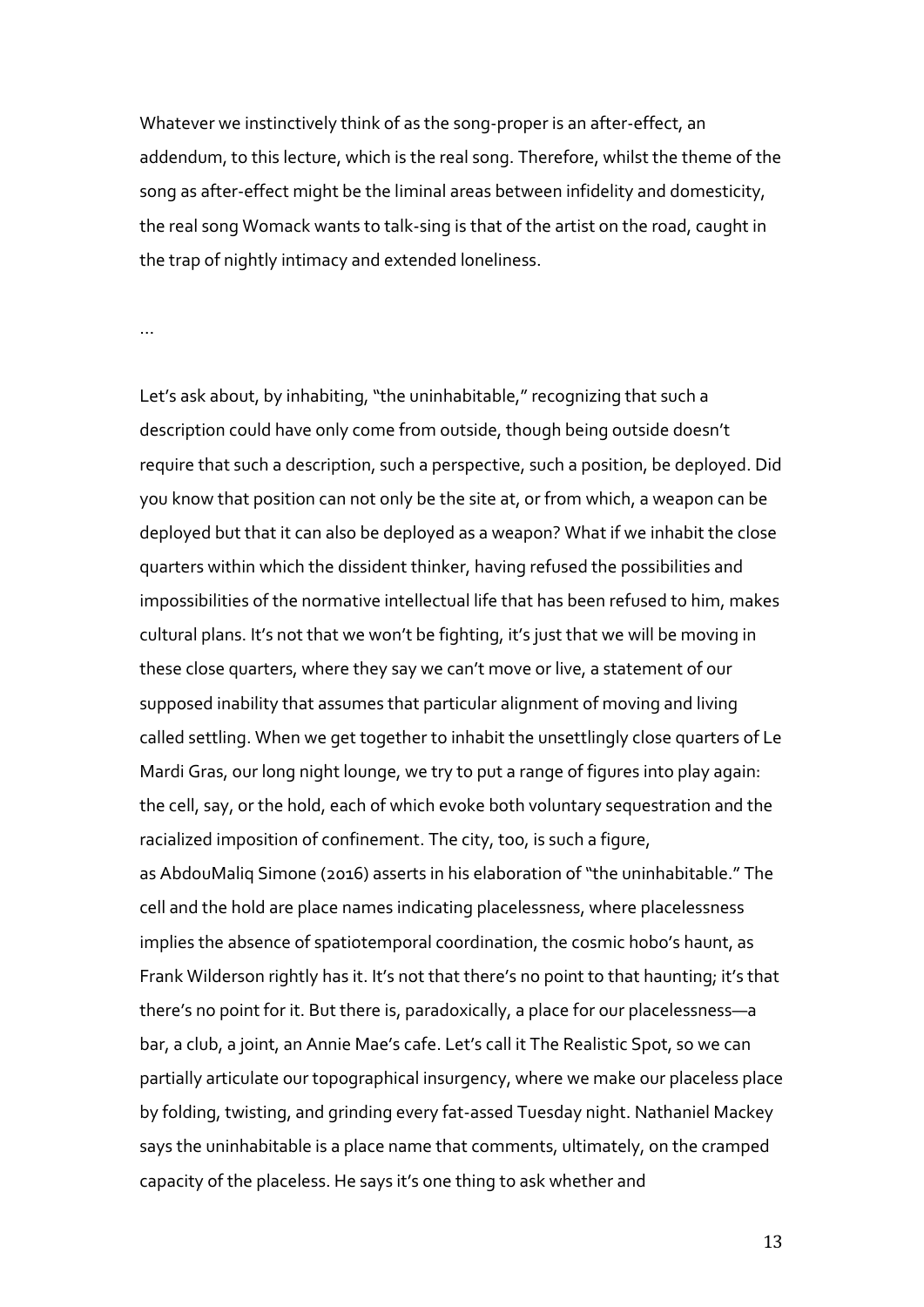Whatever we instinctively think of as the song-proper is an after-effect, an addendum, to this lecture, which is the real song. Therefore, whilst the theme of the song as after-effect might be the liminal areas between infidelity and domesticity, the real song Womack wants to talk-sing is that of the artist on the road, caught in the trap of nightly intimacy and extended loneliness.

…

Let's ask about, by inhabiting, "the uninhabitable," recognizing that such a description could have only come from outside, though being outside doesn't require that such a description, such a perspective, such a position, be deployed. Did you know that position can not only be the site at, or from which, a weapon can be deployed but that it can also be deployed as a weapon? What if we inhabit the close quarters within which the dissident thinker, having refused the possibilities and impossibilities of the normative intellectual life that has been refused to him, makes cultural plans. It's not that we won't be fighting, it's just that we will be moving in these close quarters, where they say we can't move or live, a statement of our supposed inability that assumes that particular alignment of moving and living called settling. When we get together to inhabit the unsettlingly close quarters of Le Mardi Gras, our long night lounge, we try to put a range of figures into play again: the cell, say, or the hold, each of which evoke both voluntary sequestration and the racialized imposition of confinement. The city, too, is such a figure, as AbdouMaliq Simone (2016) asserts in his elaboration of "the uninhabitable." The cell and the hold are place names indicating placelessness, where placelessness implies the absence of spatiotemporal coordination, the cosmic hobo's haunt, as Frank Wilderson rightly has it. It's not that there's no point to that haunting; it's that there's no point for it. But there is, paradoxically, a place for our placelessness—a bar, a club, a joint, an Annie Mae's cafe. Let's call it The Realistic Spot, so we can partially articulate our topographical insurgency, where we make our placeless place by folding, twisting, and grinding every fat-assed Tuesday night. Nathaniel Mackey says the uninhabitable is a place name that comments, ultimately, on the cramped capacity of the placeless. He says it's one thing to ask whether and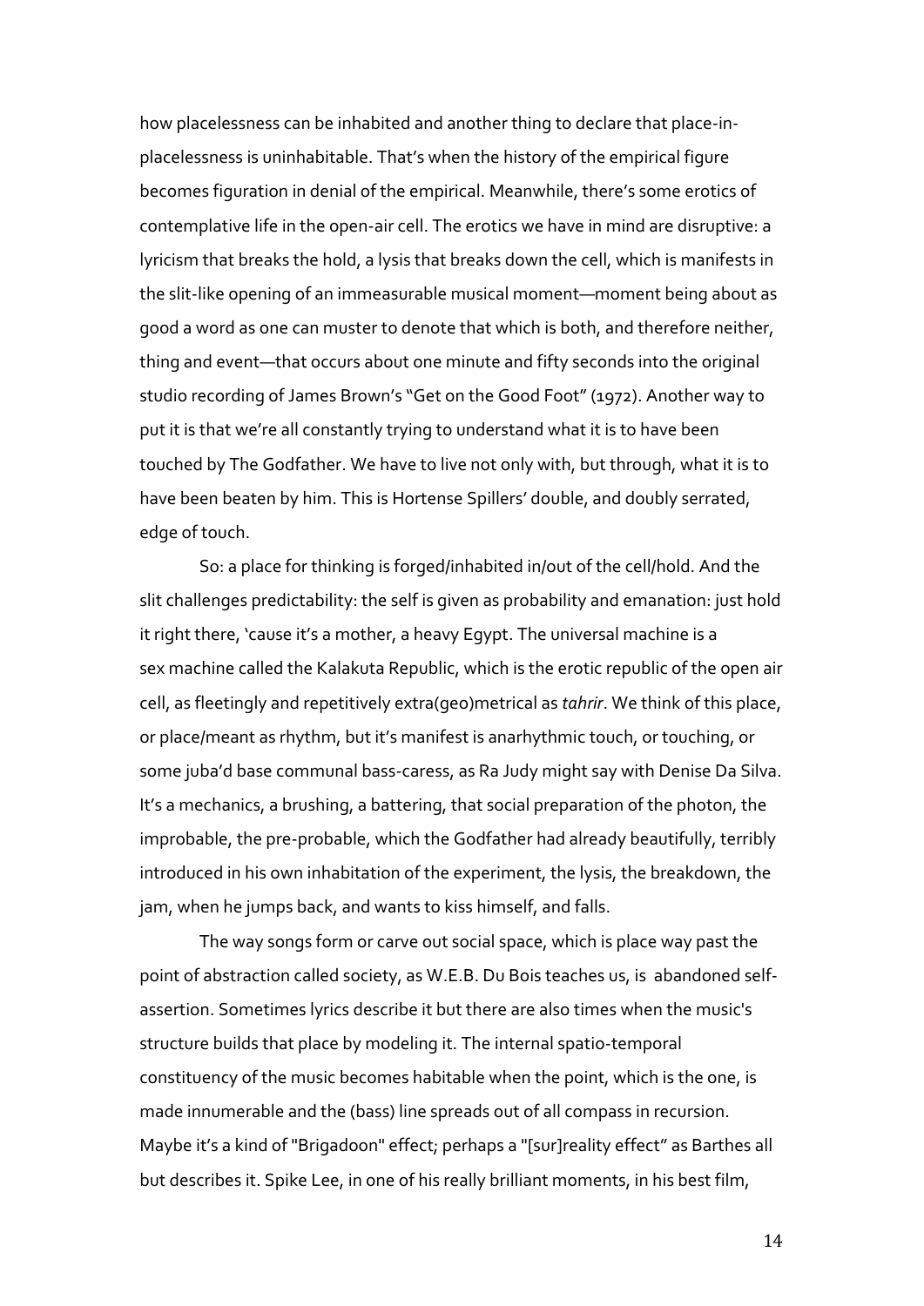how placelessness can be inhabited and another thing to declare that place-in-placelessness is uninhabitable. That's when the history of the empirical figure becomes figuration in denial of the empirical. Meanwhile, there's some erotics of contemplative life in the open-air cell. The erotics we have in mind are disruptive: a lyricism that breaks the hold, a lysis that breaks down the cell, which is manifests in the slit-like opening of an immeasurable musical moment—moment being about as good a word as one can muster to denote that which is both, and therefore neither, thing and event—that occurs about one minute and fifty seconds into the original studio recording of James Brown's "Get on the Good Foot" (1972). Another way to put it is that we're all constantly trying to understand what it is to have been touched by The Godfather. We have to live not only with, but through, what it is to have been beaten by him. This is Hortense Spillers' double, and doubly serrated, edge of touch.

So: a place for thinking is forged/inhabited in/out of the cell/hold. And the slit challenges predictability: the self is given as probability and emanation: just hold it right there, 'cause it's a mother, a heavy Egypt. The universal machine is a sex machine called the Kalakuta Republic, which is the erotic republic of the open air cell, as fleetingly and repetitively extra(geo)metrical as *tahrir*. We think of this place, or place/meant as rhythm, but it's manifest is anarhythmic touch, or touching, or some juba'd base communal bass-caress, as Ra Judy might say with Denise Da Silva. It's a mechanics, a brushing, a battering, that social preparation of the photon, the improbable, the pre-probable, which the Godfather had already beautifully, terribly introduced in his own inhabitation of the experiment, the lysis, the breakdown, the jam, when he jumps back, and wants to kiss himself, and falls.

The way songs form or carve out social space, which is place way past the point of abstraction called society, as W.E.B. Du Bois teaches us, is abandoned self-assertion. Sometimes lyrics describe it but there are also times when the music's structure builds that place by modeling it. The internal spatio-temporal constituency of the music becomes habitable when the point, which is the one, is made innumerable and the (bass) line spreads out of all compass in recursion. Maybe it's a kind of "Brigadoon" effect; perhaps a "[sur]reality effect" as Barthes all but describes it. Spike Lee, in one of his really brilliant moments, in his best film,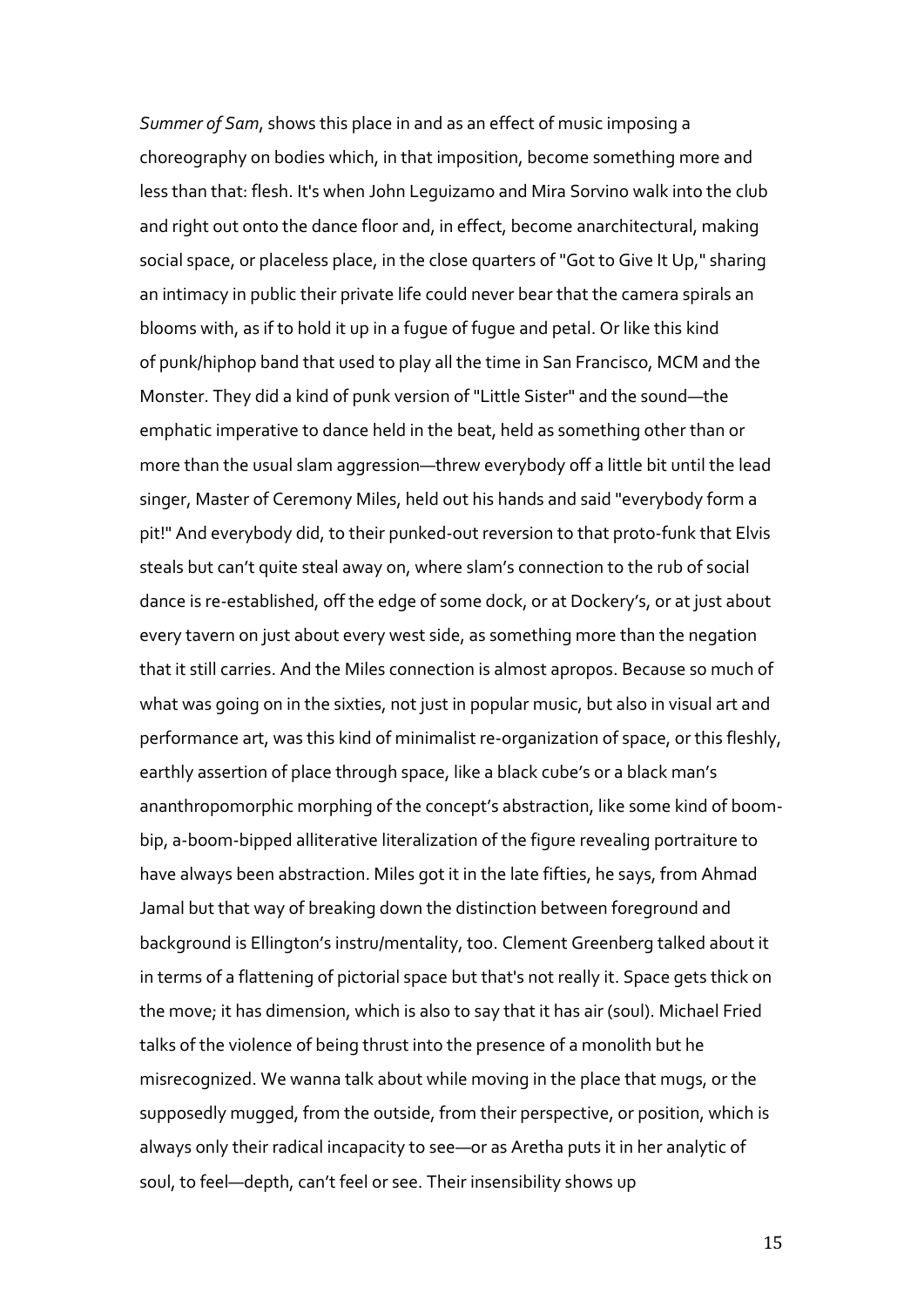*Summer of Sam*, shows this place in and as an effect of music imposing a choreography on bodies which, in that imposition, become something more and less than that: flesh. It's when John Leguizamo and Mira Sorvino walk into the club and right out onto the dance floor and, in effect, become anarchitectural, making social space, or placeless place, in the close quarters of "Got to Give It Up," sharing an intimacy in public their private life could never bear that the camera spirals an blooms with, as if to hold it up in a fugue of fugue and petal. Or like this kind of punk/hiphop band that used to play all the time in San Francisco, MCM and the Monster. They did a kind of punk version of "Little Sister" and the sound—the emphatic imperative to dance held in the beat, held as something other than or more than the usual slam aggression—threw everybody off a little bit until the lead singer, Master of Ceremony Miles, held out his hands and said "everybody form a pit!" And everybody did, to their punked-out reversion to that proto-funk that Elvis steals but can't quite steal away on, where slam's connection to the rub of social dance is re-established, off the edge of some dock, or at Dockery's, or at just about every tavern on just about every west side, as something more than the negation that it still carries. And the Miles connection is almost apropos. Because so much of what was going on in the sixties, not just in popular music, but also in visual art and performance art, was this kind of minimalist re-organization of space, or this fleshly, earthly assertion of place through space, like a black cube's or a black man's ananthropomorphic morphing of the concept's abstraction, like some kind of boom-bip, a-boom-bipped alliterative literalization of the figure revealing portraiture to have always been abstraction. Miles got it in the late fifties, he says, from Ahmad Jamal but that way of breaking down the distinction between foreground and background is Ellington's instru/mentality, too. Clement Greenberg talked about it in terms of a flattening of pictorial space but that's not really it. Space gets thick on the move; it has dimension, which is also to say that it has air (soul). Michael Fried talks of the violence of being thrust into the presence of a monolith but he misrecognized. We wanna talk about while moving in the place that mugs, or the supposedly mugged, from the outside, from their perspective, or position, which is always only their radical incapacity to see—or as Aretha puts it in her analytic of soul, to feel—depth, can't feel or see. Their insensibility shows up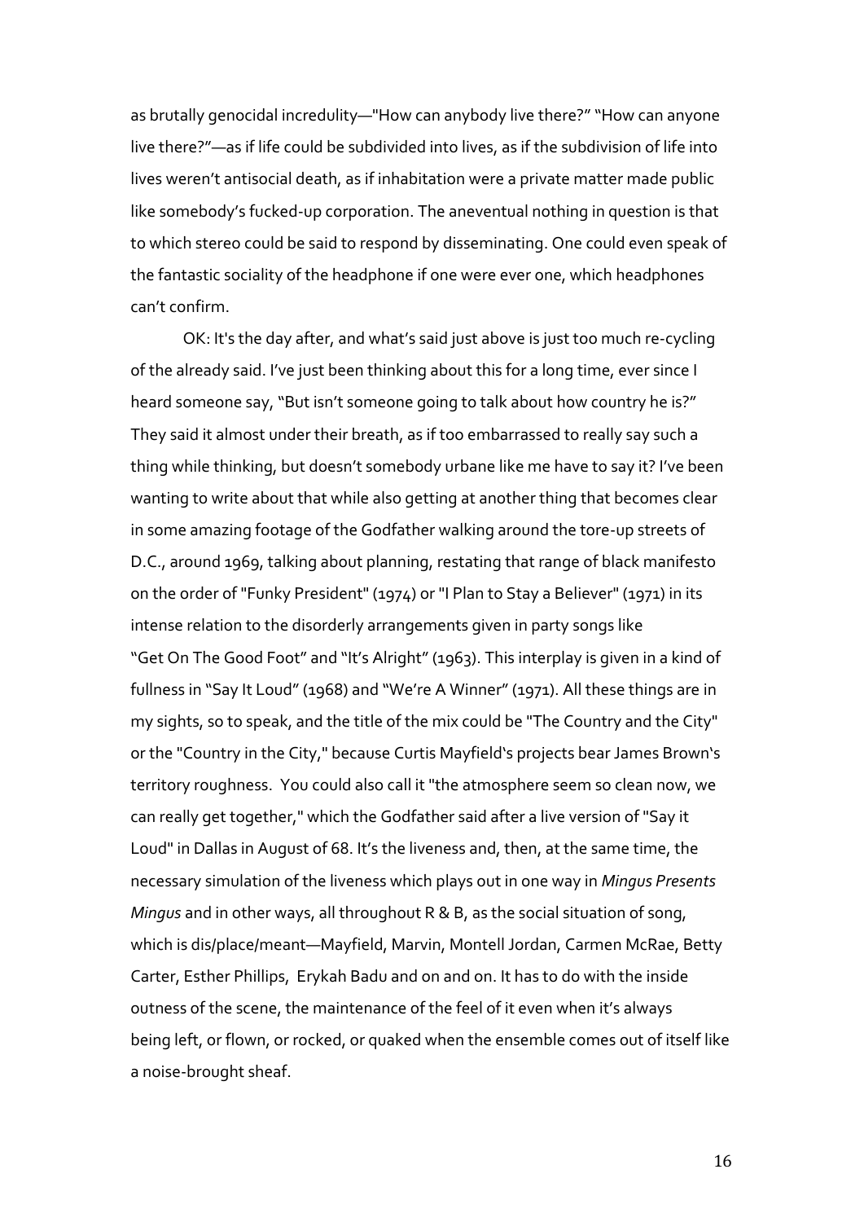as brutally genocidal incredulity—"How can anybody live there?" "How can anyone live there?"—as if life could be subdivided into lives, as if the subdivision of life into lives weren't antisocial death, as if inhabitation were a private matter made public like somebody's fucked-up corporation. The aneventual nothing in question is that to which stereo could be said to respond by disseminating. One could even speak of the fantastic sociality of the headphone if one were ever one, which headphones can't confirm.

OK: It's the day after, and what's said just above is just too much re-cycling of the already said. I've just been thinking about this for a long time, ever since I heard someone say, "But isn't someone going to talk about how country he is?" They said it almost under their breath, as if too embarrassed to really say such a thing while thinking, but doesn't somebody urbane like me have to say it? I've been wanting to write about that while also getting at another thing that becomes clear in some amazing footage of the Godfather walking around the tore-up streets of D.C., around 1969, talking about planning, restating that range of black manifesto on the order of "Funky President" (1974) or "I Plan to Stay a Believer" (1971) in its intense relation to the disorderly arrangements given in party songs like "Get On The Good Foot" and "It's Alright" (1963). This interplay is given in a kind of fullness in "Say It Loud" (1968) and "We're A Winner" (1971). All these things are in my sights, so to speak, and the title of the mix could be "The Country and the City" or the "Country in the City," because Curtis Mayfield's projects bear James Brown's territory roughness. You could also call it "the atmosphere seem so clean now, we can really get together," which the Godfather said after a live version of "Say it Loud" in Dallas in August of 68. It's the liveness and, then, at the same time, the necessary simulation of the liveness which plays out in one way in *Mingus Presents Mingus* and in other ways, all throughout R & B, as the social situation of song, which is dis/place/meant—Mayfield, Marvin, Montell Jordan, Carmen McRae, Betty Carter, Esther Phillips, Erykah Badu and on and on. It has to do with the inside outness of the scene, the maintenance of the feel of it even when it's always being left, or flown, or rocked, or quaked when the ensemble comes out of itself like a noise-brought sheaf.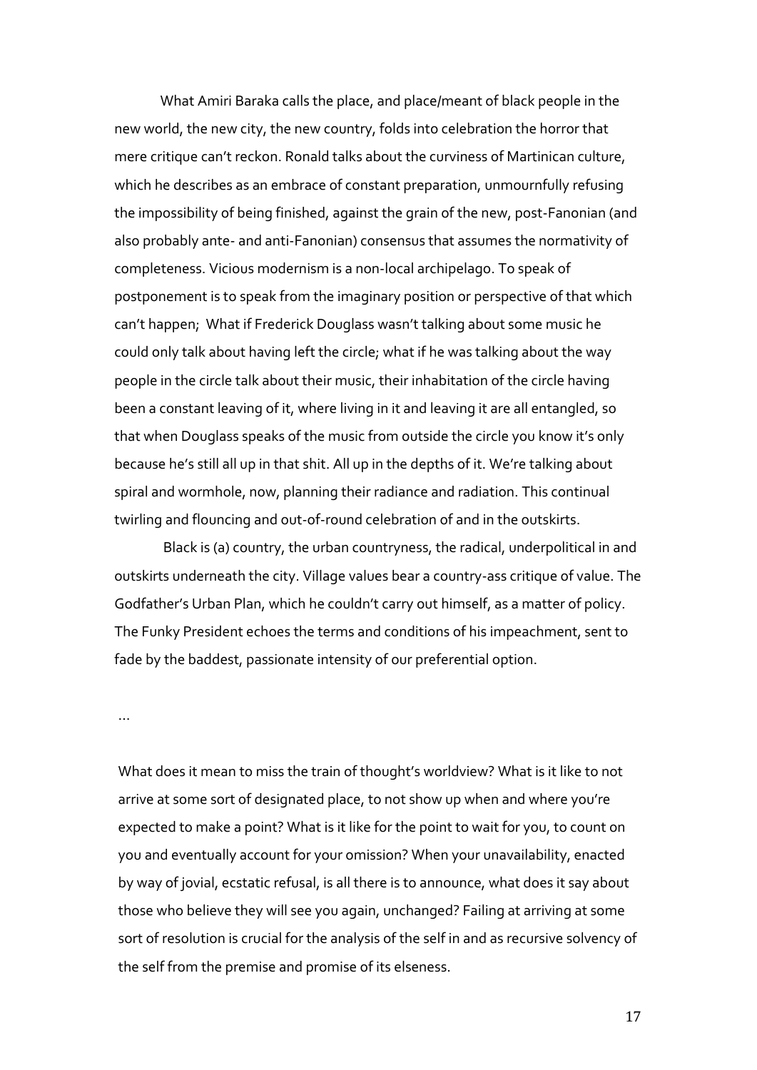What Amiri Baraka calls the place, and place/meant of black people in the new world, the new city, the new country, folds into celebration the horror that mere critique can't reckon. Ronald talks about the curviness of Martinican culture, which he describes as an embrace of constant preparation, unmournfully refusing the impossibility of being finished, against the grain of the new, post-Fanonian (and also probably ante- and anti-Fanonian) consensus that assumes the normativity of completeness. Vicious modernism is a non-local archipelago. To speak of postponement is to speak from the imaginary position or perspective of that which can't happen; What if Frederick Douglass wasn't talking about some music he could only talk about having left the circle; what if he was talking about the way people in the circle talk about their music, their inhabitation of the circle having been a constant leaving of it, where living in it and leaving it are all entangled, so that when Douglass speaks of the music from outside the circle you know it's only because he's still all up in that shit. All up in the depths of it. We're talking about spiral and wormhole, now, planning their radiance and radiation. This continual twirling and flouncing and out-of-round celebration of and in the outskirts.

Black is (a) country, the urban countryness, the radical, underpolitical in and outskirts underneath the city. Village values bear a country-ass critique of value. The Godfather's Urban Plan, which he couldn't carry out himself, as a matter of policy. The Funky President echoes the terms and conditions of his impeachment, sent to fade by the baddest, passionate intensity of our preferential option.

...

What does it mean to miss the train of thought's worldview? What is it like to not arrive at some sort of designated place, to not show up when and where you're expected to make a point? What is it like for the point to wait for you, to count on you and eventually account for your omission? When your unavailability, enacted by way of jovial, ecstatic refusal, is all there is to announce, what does it say about those who believe they will see you again, unchanged? Failing at arriving at some sort of resolution is crucial for the analysis of the self in and as recursive solvency of the self from the premise and promise of its elseness.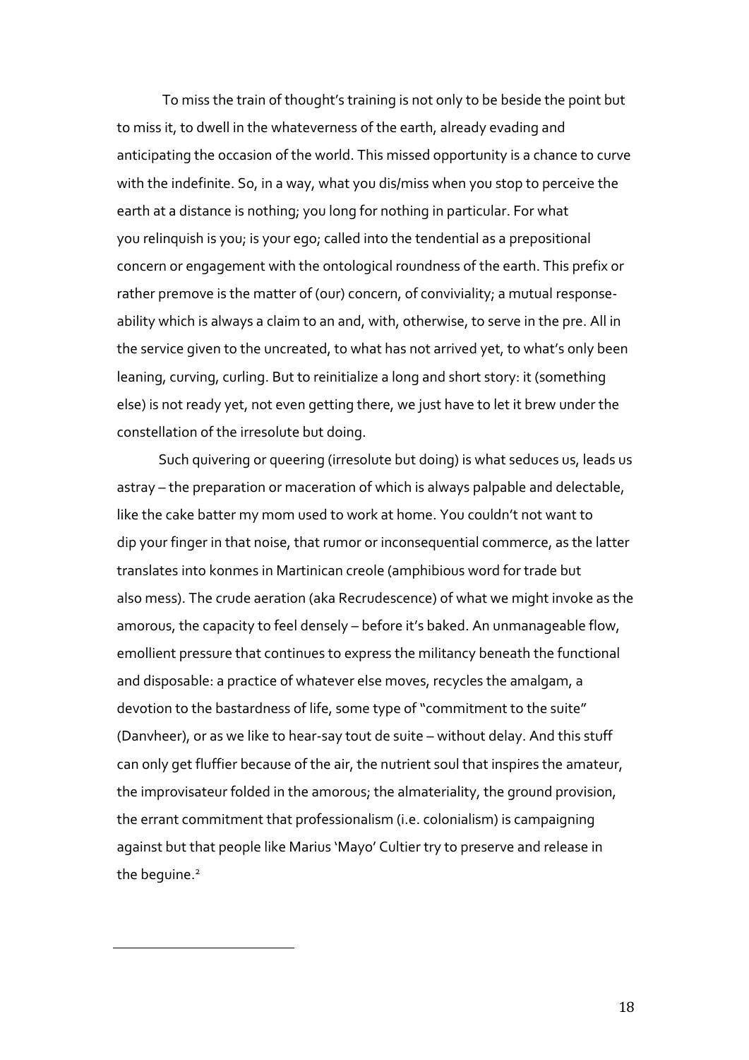To miss the train of thought's training is not only to be beside the point but to miss it, to dwell in the whateverness of the earth, already evading and anticipating the occasion of the world. This missed opportunity is a chance to curve with the indefinite. So, in a way, what you dis/miss when you stop to perceive the earth at a distance is nothing; you long for nothing in particular. For what you relinquish is you; is your ego; called into the tendential as a prepositional concern or engagement with the ontological roundness of the earth. This prefix or rather premove is the matter of (our) concern, of conviviality; a mutual response-ability which is always a claim to an and, with, otherwise, to serve in the pre. All in the service given to the uncreated, to what has not arrived yet, to what's only been leaning, curving, curling. But to reinitialize a long and short story: it (something else) is not ready yet, not even getting there, we just have to let it brew under the constellation of the irresolute but doing.

Such quivering or queering (irresolute but doing) is what seduces us, leads us astray – the preparation or maceration of which is always palpable and delectable, like the cake batter my mom used to work at home. You couldn't not want to dip your finger in that noise, that rumor or inconsequential commerce, as the latter translates into konmes in Martinican creole (amphibious word for trade but also mess). The crude aeration (aka Recrudescence) of what we might invoke as the amorous, the capacity to feel densely – before it's baked. An unmanageable flow, emollient pressure that continues to express the militancy beneath the functional and disposable: a practice of whatever else moves, recycles the amalgam, a devotion to the bastardness of life, some type of "commitment to the suite" (Danvheer), or as we like to hear-say tout de suite – without delay. And this stuff can only get fluffier because of the air, the nutrient soul that inspires the amateur, the improvisateur folded in the amorous; the almateriality, the ground provision, the errant commitment that professionalism (i.e. colonialism) is campaigning against but that people like Marius 'Mayo' Cultier try to preserve and release in the beguine.[2]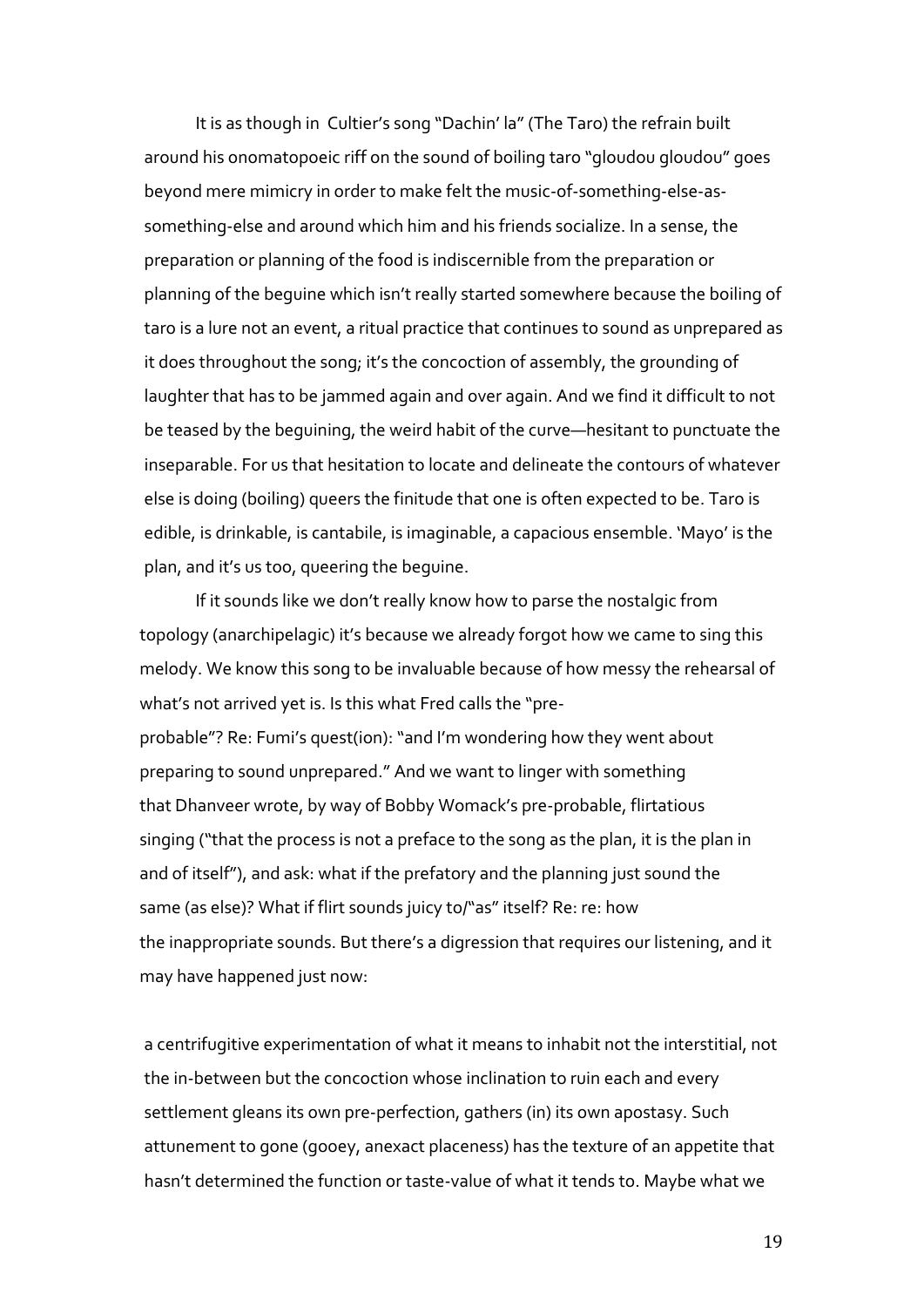It is as though in Cultier's song "Dachin' la" (The Taro) the refrain built around his onomatopoeic riff on the sound of boiling taro "gloudou gloudou" goes beyond mere mimicry in order to make felt the music-of-something-else-as-something-else and around which him and his friends socialize. In a sense, the preparation or planning of the food is indiscernible from the preparation or planning of the beguine which isn't really started somewhere because the boiling of taro is a lure not an event, a ritual practice that continues to sound as unprepared as it does throughout the song; it's the concoction of assembly, the grounding of laughter that has to be jammed again and over again. And we find it difficult to not be teased by the beguining, the weird habit of the curve—hesitant to punctuate the inseparable. For us that hesitation to locate and delineate the contours of whatever else is doing (boiling) queers the finitude that one is often expected to be. Taro is edible, is drinkable, is cantabile, is imaginable, a capacious ensemble. 'Mayo' is the plan, and it's us too, queering the beguine.

If it sounds like we don't really know how to parse the nostalgic from topology (anarchipelagic) it's because we already forgot how we came to sing this melody. We know this song to be invaluable because of how messy the rehearsal of what's not arrived yet is. Is this what Fred calls the "pre-probable"? Re: Fumi's quest(ion): "and I'm wondering how they went about preparing to sound unprepared." And we want to linger with something that Dhanveer wrote, by way of Bobby Womack's pre-probable, flirtatious singing ("that the process is not a preface to the song as the plan, it is the plan in and of itself"), and ask: what if the prefatory and the planning just sound the same (as else)? What if flirt sounds juicy to/"as" itself? Re: re: how the inappropriate sounds. But there's a digression that requires our listening, and it may have happened just now:

a centrifugitive experimentation of what it means to inhabit not the interstitial, not the in-between but the concoction whose inclination to ruin each and every settlement gleans its own pre-perfection, gathers (in) its own apostasy. Such attunement to gone (gooey, anexact placeness) has the texture of an appetite that hasn't determined the function or taste-value of what it tends to. Maybe what we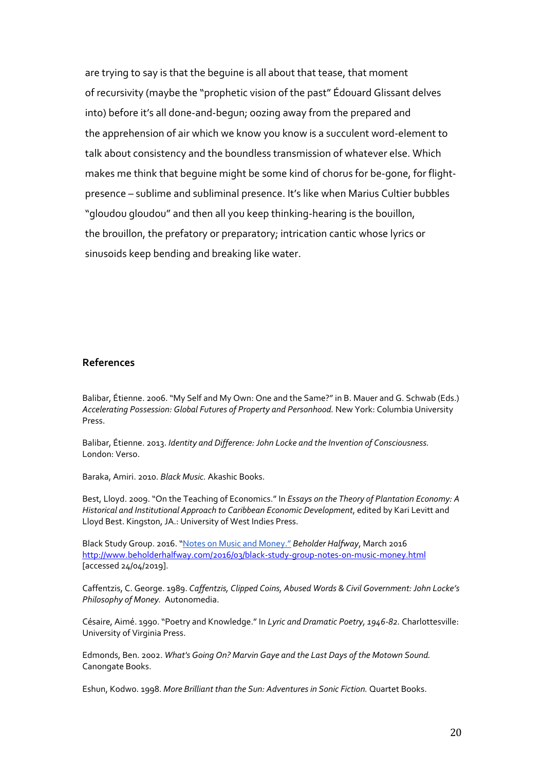are trying to say is that the beguine is all about that tease, that moment of recursivity (maybe the "prophetic vision of the past" Édouard Glissant delves into) before it's all done-and-begun; oozing away from the prepared and the apprehension of air which we know you know is a succulent word-element to talk about consistency and the boundless transmission of whatever else. Which makes me think that beguine might be some kind of chorus for be-gone, for flight-presence – sublime and subliminal presence. It's like when Marius Cultier bubbles "gloudou gloudou" and then all you keep thinking-hearing is the bouillon, the brouillon, the prefatory or preparatory; intrication cantic whose lyrics or sinusoids keep bending and breaking like water.

## References

Balibar, Étienne. 2006. "My Self and My Own: One and the Same?" in B. Mauer and G. Schwab (Eds.) *Accelerating Possession: Global Futures of Property and Personhood.* New York: Columbia University Press.

Balibar, Étienne. 2013. *Identity and Difference: John Locke and the Invention of Consciousness.* London: Verso.

Baraka, Amiri. 2010. *Black Music.* Akashic Books.

Best, Lloyd. 2009. "On the Teaching of Economics." In *Essays on the Theory of Plantation Economy: A Historical and Institutional Approach to Caribbean Economic Development*, edited by Kari Levitt and Lloyd Best. Kingston, JA.: University of West Indies Press.

Black Study Group. 2016. "[Notes on Music and Money.](http://www.beholderhalfway.com/2016/03/black-study-group-notes-on-music-money.html)" *Beholder Halfway*, March 2016 http://www.beholderhalfway.com/2016/03/black-study-group-notes-on-music-money.html [accessed 24/04/2019].

Caffentzis, C. George. 1989. *Caffentzis, Clipped Coins, Abused Words & Civil Government: John Locke's Philosophy of Money.* Autonomedia.

Césaire, Aimé. 1990. "Poetry and Knowledge." In *Lyric and Dramatic Poetry, 1946-82.* Charlottesville: University of Virginia Press.

Edmonds, Ben. 2002. *What's Going On? Marvin Gaye and the Last Days of the Motown Sound.* Canongate Books.

Eshun, Kodwo. 1998. *More Brilliant than the Sun: Adventures in Sonic Fiction.* Quartet Books.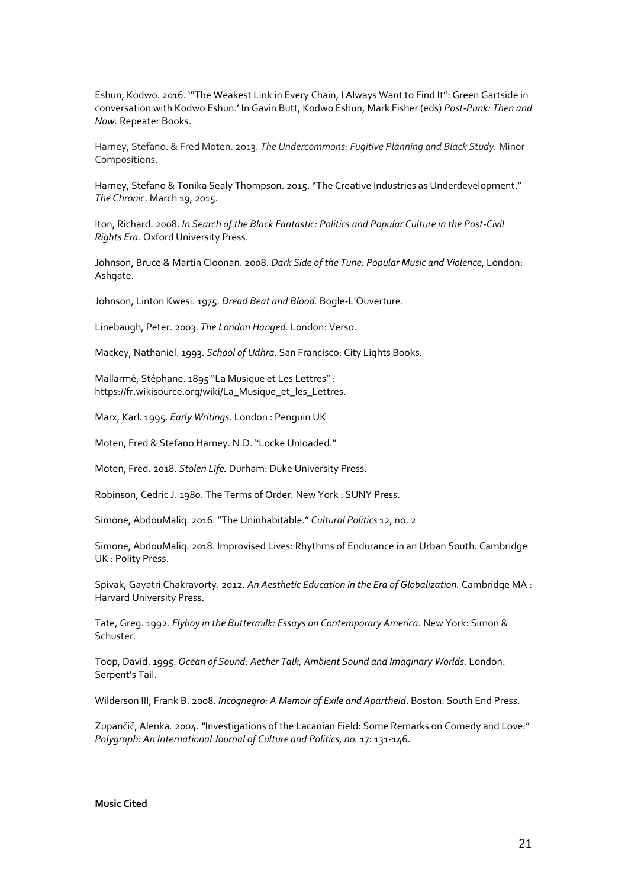Eshun, Kodwo. 2016. '"The Weakest Link in Every Chain, I Always Want to Find It": Green Gartside in conversation with Kodwo Eshun.' In Gavin Butt, Kodwo Eshun, Mark Fisher (eds) *Post-Punk: Then and Now.* Repeater Books.

Harney, Stefano. & Fred Moten. 2013. *The Undercommons: Fugitive Planning and Black Study.* Minor Compositions.

Harney, Stefano & Tonika Sealy Thompson. 2015. "The Creative Industries as Underdevelopment." *The Chronic*. March 19, 2015.

Iton, Richard. 2008. *In Search of the Black Fantastic: Politics and Popular Culture in the Post-Civil Rights Era.* Oxford University Press.

Johnson, Bruce & Martin Cloonan. 2008. *Dark Side of the Tune: Popular Music and Violence*, London: Ashgate.

Johnson, Linton Kwesi. 1975. *Dread Beat and Blood.* Bogle-L'Ouverture.

Linebaugh, Peter. 2003. *The London Hanged.* London: Verso.

Mackey, Nathaniel. 1993. *School of Udhra*. San Francisco: City Lights Books.

Mallarmé, Stéphane. 1895 "La Musique et Les Lettres" : https://fr.wikisource.org/wiki/La_Musique_et_les_Lettres.

Marx, Karl. 1995. *Early Writings*. London : Penguin UK

Moten, Fred & Stefano Harney. N.D. "Locke Unloaded."

Moten, Fred. 2018. *Stolen Life.* Durham: Duke University Press.

Robinson, Cedric J. 1980. The Terms of Order. New York : SUNY Press.

Simone, AbdouMaliq. 2016. "The Uninhabitable." *Cultural Politics* 12, no. 2

Simone, AbdouMaliq. 2018. Improvised Lives: Rhythms of Endurance in an Urban South. Cambridge UK : Polity Press.

Spivak, Gayatri Chakravorty. 2012. *An Aesthetic Education in the Era of Globalization.* Cambridge MA : Harvard University Press.

Tate, Greg. 1992. *Flyboy in the Buttermilk: Essays on Contemporary America.* New York: Simon & Schuster.

Toop, David. 1995. *Ocean of Sound: Aether Talk, Ambient Sound and Imaginary Worlds.* London: Serpent's Tail.

Wilderson III, Frank B. 2008. *Incognegro: A Memoir of Exile and Apartheid*. Boston: South End Press.

Zupančič, Alenka. 2004. "Investigations of the Lacanian Field: Some Remarks on Comedy and Love." *Polygraph: An International Journal of Culture and Politics, no.* 17: 131-146.

**Music Cited**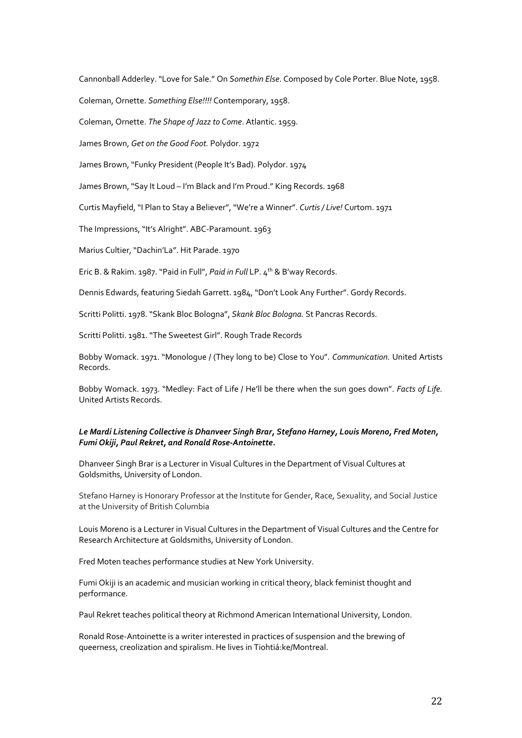Cannonball Adderley. "Love for Sale." On *Somethin Else*. Composed by Cole Porter. Blue Note, 1958.

Coleman, Ornette. *Something Else!!!!* Contemporary, 1958.

Coleman, Ornette. *The Shape of Jazz to Come*. Atlantic. 1959.

James Brown, *Get on the Good Foot.* Polydor. 1972

James Brown, "Funky President (People It's Bad). Polydor. 1974

James Brown, "Say It Loud – I'm Black and I'm Proud." King Records. 1968

Curtis Mayfield, "I Plan to Stay a Believer", "We're a Winner". *Curtis / Live!* Curtom. 1971

The Impressions, "It's Alright". ABC-Paramount. 1963

Marius Cultier, "Dachin'La". Hit Parade. 1970

Eric B. & Rakim. 1987. "Paid in Full", *Paid in Full* LP. 4th & B'way Records.

Dennis Edwards, featuring Siedah Garrett. 1984, "Don't Look Any Further". Gordy Records.

Scritti Politti. 1978. "Skank Bloc Bologna", *Skank Bloc Bologna.* St Pancras Records.

Scritti Politti. 1981. "The Sweetest Girl". Rough Trade Records

Bobby Womack. 1971. "Monologue / (They long to be) Close to You". *Communication.* United Artists Records.

Bobby Womack. 1973. "Medley: Fact of Life / He'll be there when the sun goes down". *Facts of Life.* United Artists Records.

***Le Mardi Listening Collective is Dhanveer Singh Brar, Stefano Harney, Louis Moreno, Fred Moten, Fumi Okiji, Paul Rekret, and Ronald Rose-Antoinette.***

Dhanveer Singh Brar is a Lecturer in Visual Cultures in the Department of Visual Cultures at Goldsmiths, University of London.

Stefano Harney is Honorary Professor at the Institute for Gender, Race, Sexuality, and Social Justice at the University of British Columbia

Louis Moreno is a Lecturer in Visual Cultures in the Department of Visual Cultures and the Centre for Research Architecture at Goldsmiths, University of London.

Fred Moten teaches performance studies at New York University.

Fumi Okiji is an academic and musician working in critical theory, black feminist thought and performance.

Paul Rekret teaches political theory at Richmond American International University, London.

Ronald Rose-Antoinette is a writer interested in practices of suspension and the brewing of queerness, creolization and spiralism. He lives in Tiohtiá:ke/Montreal.